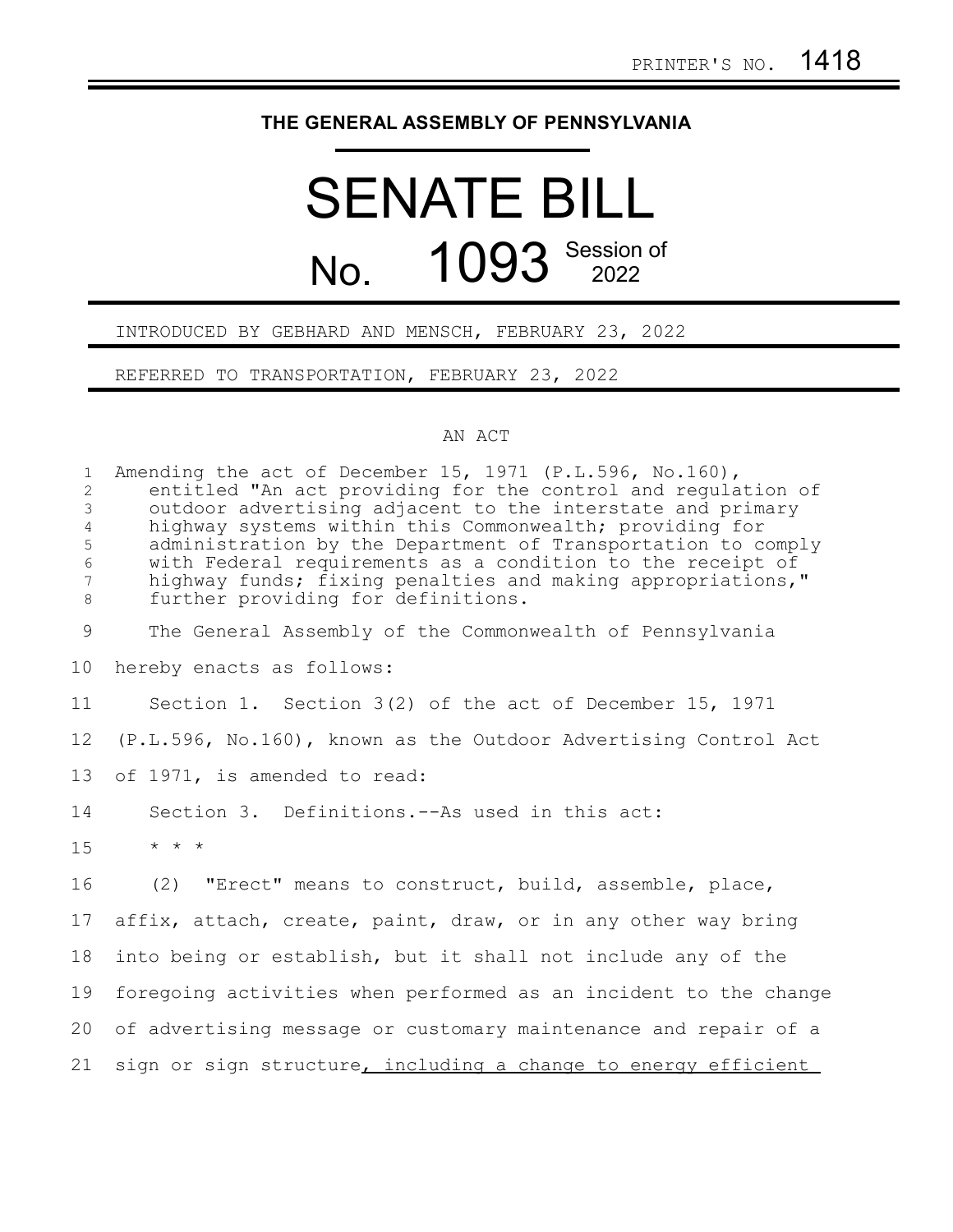PRINTER'S NO. 1418

# THE GENERAL ASSEMBLY OF PENNSYLVANIA

# SENATE BILL

## No. 1093 Session of 2022

INTRODUCED BY GEBHARD AND MENSCH, FEBRUARY 23, 2022

REFERRED TO TRANSPORTATION, FEBRUARY 23, 2022

AN ACT

Amending the act of December 15, 1971 (P.L.596, No.160), entitled "An act providing for the control and regulation of outdoor advertising adjacent to the interstate and primary highway systems within this Commonwealth; providing for administration by the Department of Transportation to comply with Federal requirements as a condition to the receipt of highway funds; fixing penalties and making appropriations," further providing for definitions.

The General Assembly of the Commonwealth of Pennsylvania hereby enacts as follows:

Section 1. Section 3(2) of the act of December 15, 1971 (P.L.596, No.160), known as the Outdoor Advertising Control Act of 1971, is amended to read:

Section 3. Definitions.--As used in this act:

\* \* \*

(2) "Erect" means to construct, build, assemble, place, affix, attach, create, paint, draw, or in any other way bring into being or establish, but it shall not include any of the foregoing activities when performed as an incident to the change of advertising message or customary maintenance and repair of a sign or sign structure<u>, including a change to energy efficient</u>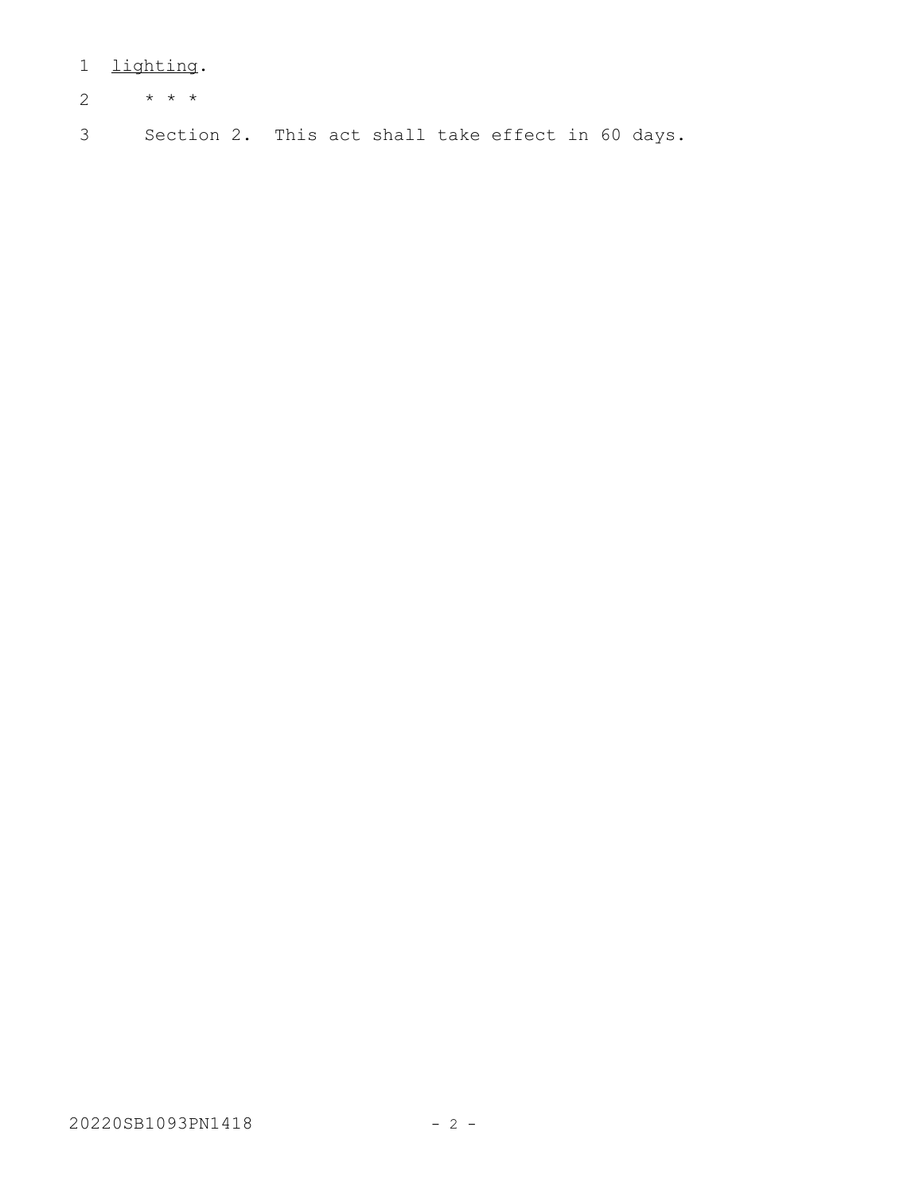<u>lighting</u>.

* * *

Section 2. This act shall take effect in 60 days.